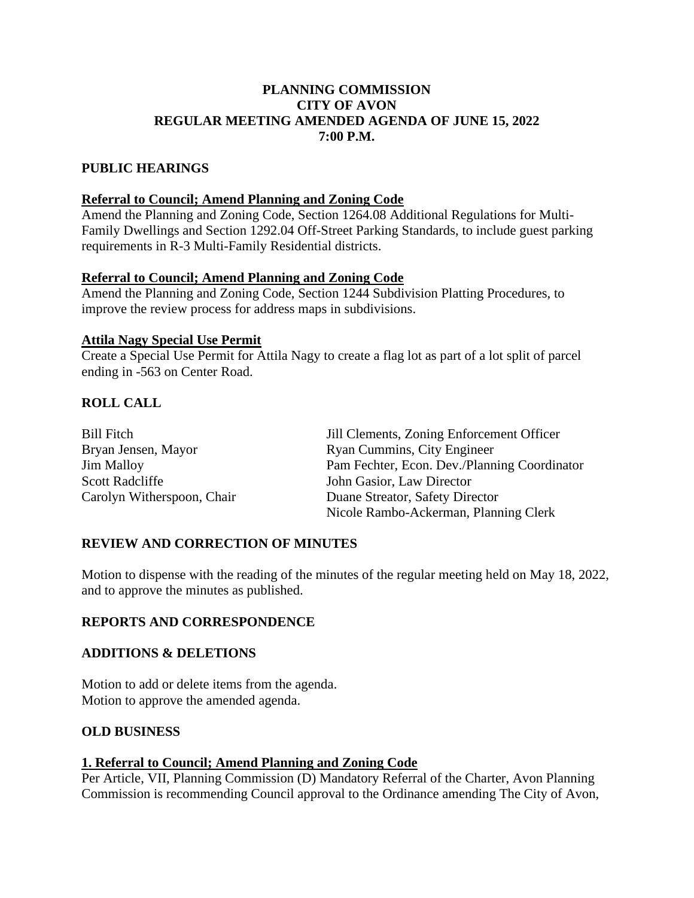**PLANNING COMMISSION**
**CITY OF AVON**
**REGULAR MEETING AMENDED AGENDA OF JUNE 15, 2022**
**7:00 P.M.**

## PUBLIC HEARINGS

**Referral to Council; Amend Planning and Zoning Code**
Amend the Planning and Zoning Code, Section 1264.08 Additional Regulations for Multi-Family Dwellings and Section 1292.04 Off-Street Parking Standards, to include guest parking requirements in R-3 Multi-Family Residential districts.

**Referral to Council; Amend Planning and Zoning Code**
Amend the Planning and Zoning Code, Section 1244 Subdivision Platting Procedures, to improve the review process for address maps in subdivisions.

**Attila Nagy Special Use Permit**
Create a Special Use Permit for Attila Nagy to create a flag lot as part of a lot split of parcel ending in -563 on Center Road.

## ROLL CALL

Bill Fitch
Bryan Jensen, Mayor
Jim Malloy
Scott Radcliffe
Carolyn Witherspoon, Chair

Jill Clements, Zoning Enforcement Officer
Ryan Cummins, City Engineer
Pam Fechter, Econ. Dev./Planning Coordinator
John Gasior, Law Director
Duane Streator, Safety Director
Nicole Rambo-Ackerman, Planning Clerk

## REVIEW AND CORRECTION OF MINUTES

Motion to dispense with the reading of the minutes of the regular meeting held on May 18, 2022, and to approve the minutes as published.

## REPORTS AND CORRESPONDENCE

## ADDITIONS & DELETIONS

Motion to add or delete items from the agenda.
Motion to approve the amended agenda.

## OLD BUSINESS

**1. Referral to Council; Amend Planning and Zoning Code**
Per Article, VII, Planning Commission (D) Mandatory Referral of the Charter, Avon Planning Commission is recommending Council approval to the Ordinance amending The City of Avon,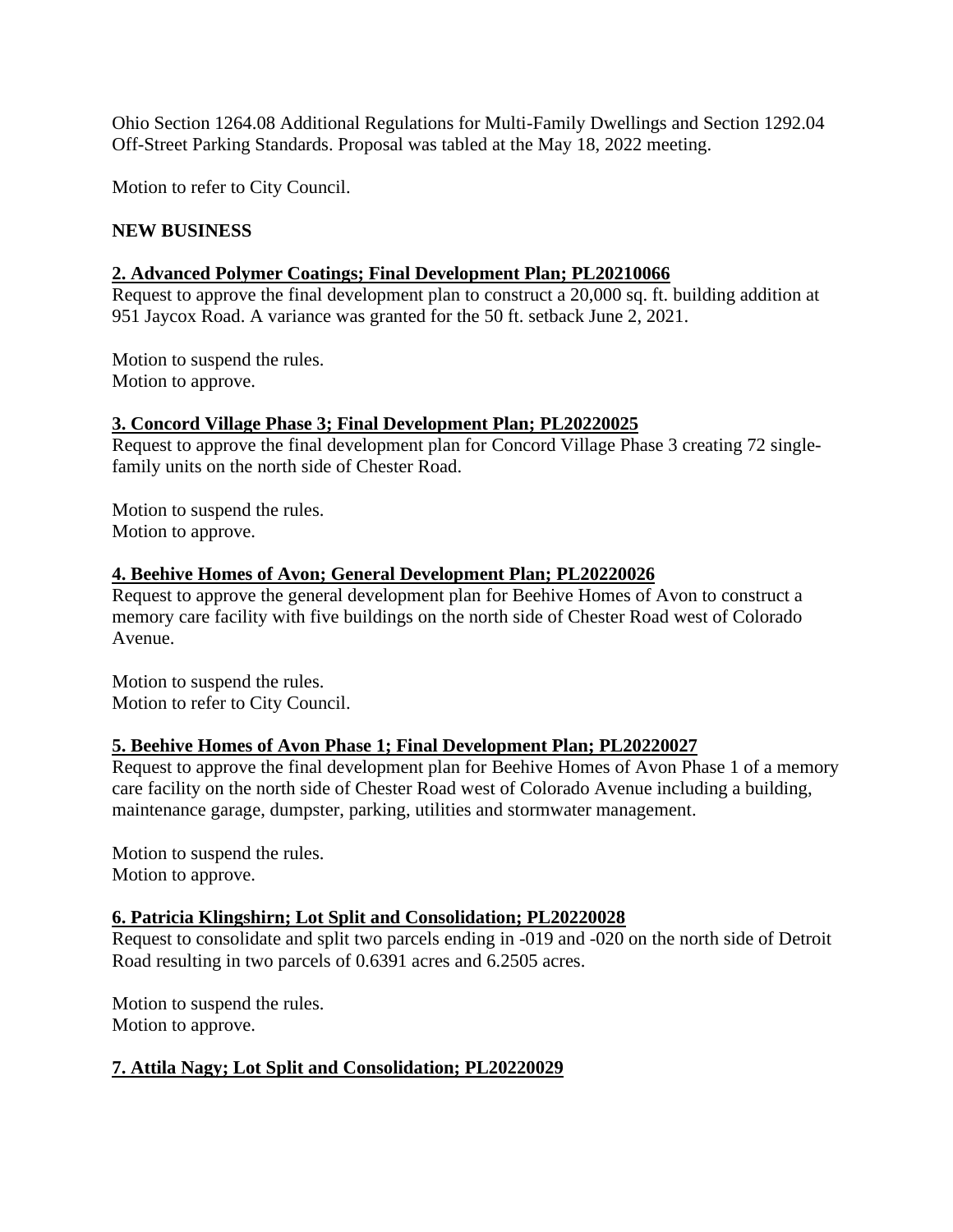Ohio Section 1264.08 Additional Regulations for Multi-Family Dwellings and Section 1292.04 Off-Street Parking Standards. Proposal was tabled at the May 18, 2022 meeting.

Motion to refer to City Council.

**NEW BUSINESS**

**2. Advanced Polymer Coatings; Final Development Plan; PL20210066**

Request to approve the final development plan to construct a 20,000 sq. ft. building addition at 951 Jaycox Road. A variance was granted for the 50 ft. setback June 2, 2021.

Motion to suspend the rules.
Motion to approve.

**3. Concord Village Phase 3; Final Development Plan; PL20220025**

Request to approve the final development plan for Concord Village Phase 3 creating 72 single-family units on the north side of Chester Road.

Motion to suspend the rules.
Motion to approve.

**4. Beehive Homes of Avon; General Development Plan; PL20220026**

Request to approve the general development plan for Beehive Homes of Avon to construct a memory care facility with five buildings on the north side of Chester Road west of Colorado Avenue.

Motion to suspend the rules.
Motion to refer to City Council.

**5. Beehive Homes of Avon Phase 1; Final Development Plan; PL20220027**

Request to approve the final development plan for Beehive Homes of Avon Phase 1 of a memory care facility on the north side of Chester Road west of Colorado Avenue including a building, maintenance garage, dumpster, parking, utilities and stormwater management.

Motion to suspend the rules.
Motion to approve.

**6. Patricia Klingshirn; Lot Split and Consolidation; PL20220028**

Request to consolidate and split two parcels ending in -019 and -020 on the north side of Detroit Road resulting in two parcels of 0.6391 acres and 6.2505 acres.

Motion to suspend the rules.
Motion to approve.

**7. Attila Nagy; Lot Split and Consolidation; PL20220029**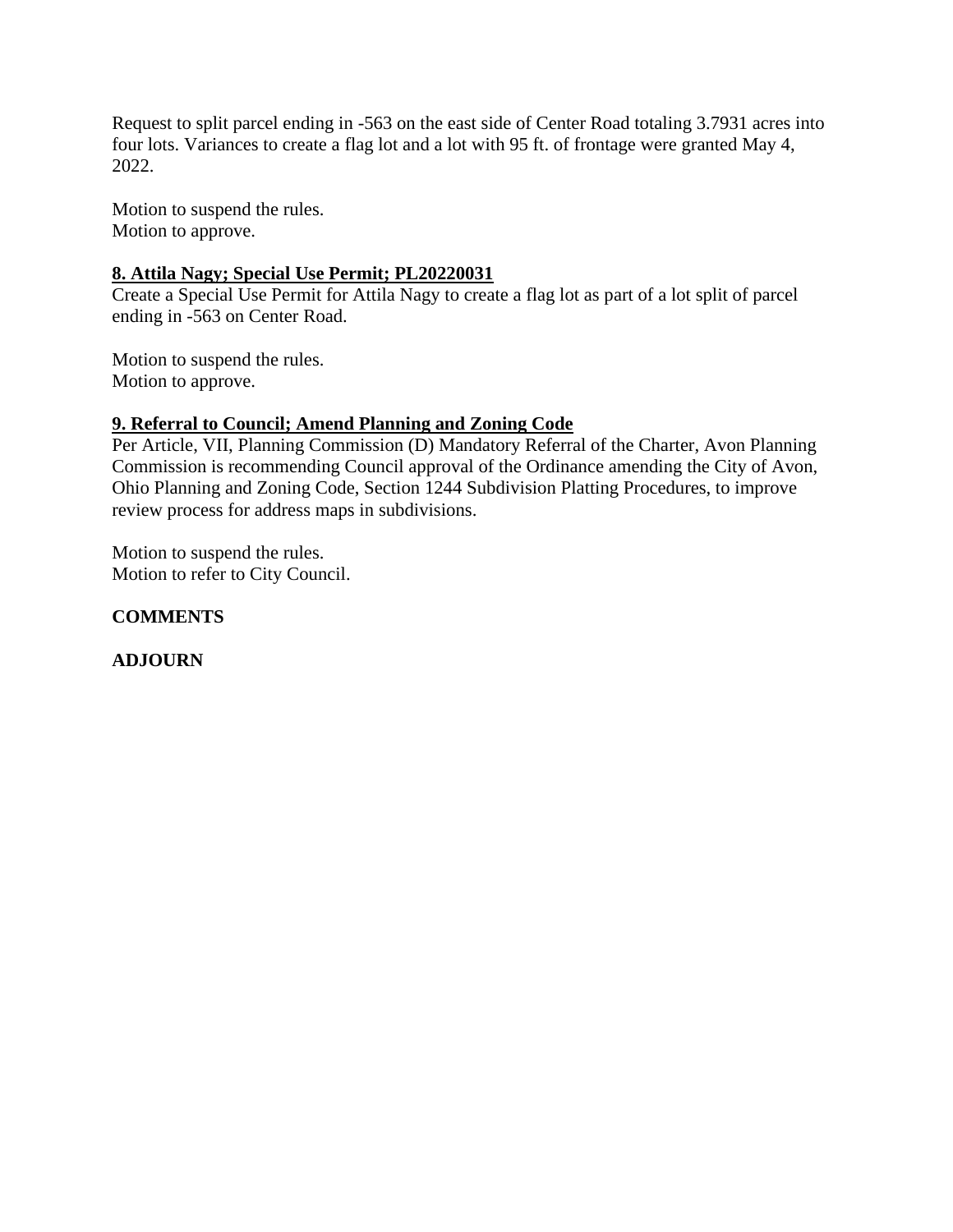Request to split parcel ending in -563 on the east side of Center Road totaling 3.7931 acres into four lots. Variances to create a flag lot and a lot with 95 ft. of frontage were granted May 4, 2022.

Motion to suspend the rules.
Motion to approve.

**8. Attila Nagy; Special Use Permit; PL20220031**

Create a Special Use Permit for Attila Nagy to create a flag lot as part of a lot split of parcel ending in -563 on Center Road.

Motion to suspend the rules.
Motion to approve.

**9. Referral to Council; Amend Planning and Zoning Code**

Per Article, VII, Planning Commission (D) Mandatory Referral of the Charter, Avon Planning Commission is recommending Council approval of the Ordinance amending the City of Avon, Ohio Planning and Zoning Code, Section 1244 Subdivision Platting Procedures, to improve review process for address maps in subdivisions.

Motion to suspend the rules.
Motion to refer to City Council.

**COMMENTS**

**ADJOURN**